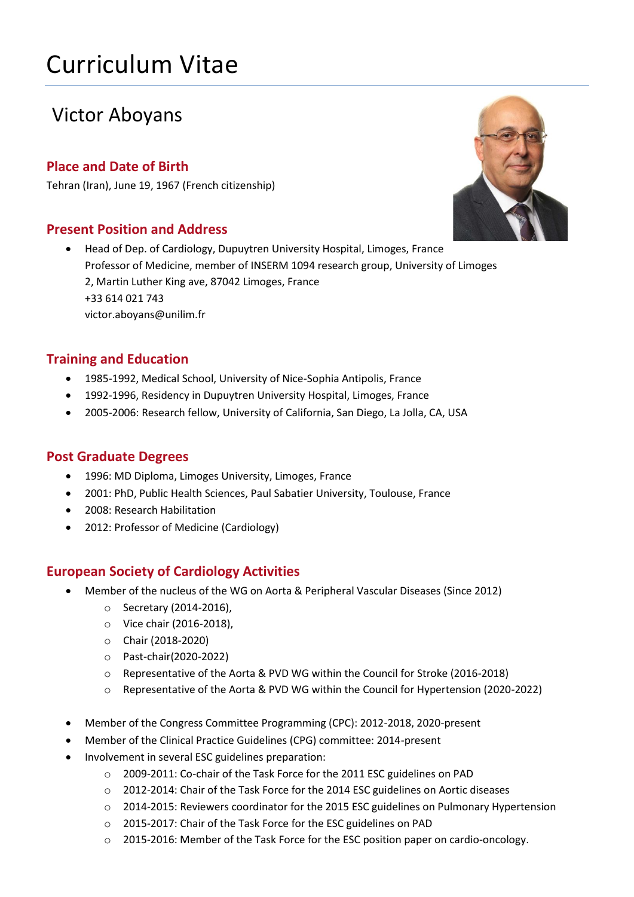# Curriculum Vitae

## Victor Aboyans

### Place and Date of Birth

Tehran (Iran), June 19, 1967 (French citizenship)

### Present Position and Address

- Head of Dep. of Cardiology, Dupuytren University Hospital, Limoges, France
  Professor of Medicine, member of INSERM 1094 research group, University of Limoges
  2, Martin Luther King ave, 87042 Limoges, France
  +33 614 021 743
  victor.aboyans@unilim.fr

### Training and Education

- 1985-1992, Medical School, University of Nice-Sophia Antipolis, France
- 1992-1996, Residency in Dupuytren University Hospital, Limoges, France
- 2005-2006: Research fellow, University of California, San Diego, La Jolla, CA, USA

### Post Graduate Degrees

- 1996: MD Diploma, Limoges University, Limoges, France
- 2001: PhD, Public Health Sciences, Paul Sabatier University, Toulouse, France
- 2008: Research Habilitation
- 2012: Professor of Medicine (Cardiology)

### European Society of Cardiology Activities

- Member of the nucleus of the WG on Aorta & Peripheral Vascular Diseases (Since 2012)
  - Secretary (2014-2016),
  - Vice chair (2016-2018),
  - Chair (2018-2020)
  - Past-chair(2020-2022)
  - Representative of the Aorta & PVD WG within the Council for Stroke (2016-2018)
  - Representative of the Aorta & PVD WG within the Council for Hypertension (2020-2022)

- Member of the Congress Committee Programming (CPC): 2012-2018, 2020-present
- Member of the Clinical Practice Guidelines (CPG) committee: 2014-present
- Involvement in several ESC guidelines preparation:
  - 2009-2011: Co-chair of the Task Force for the 2011 ESC guidelines on PAD
  - 2012-2014: Chair of the Task Force for the 2014 ESC guidelines on Aortic diseases
  - 2014-2015: Reviewers coordinator for the 2015 ESC guidelines on Pulmonary Hypertension
  - 2015-2017: Chair of the Task Force for the ESC guidelines on PAD
  - 2015-2016: Member of the Task Force for the ESC position paper on cardio-oncology.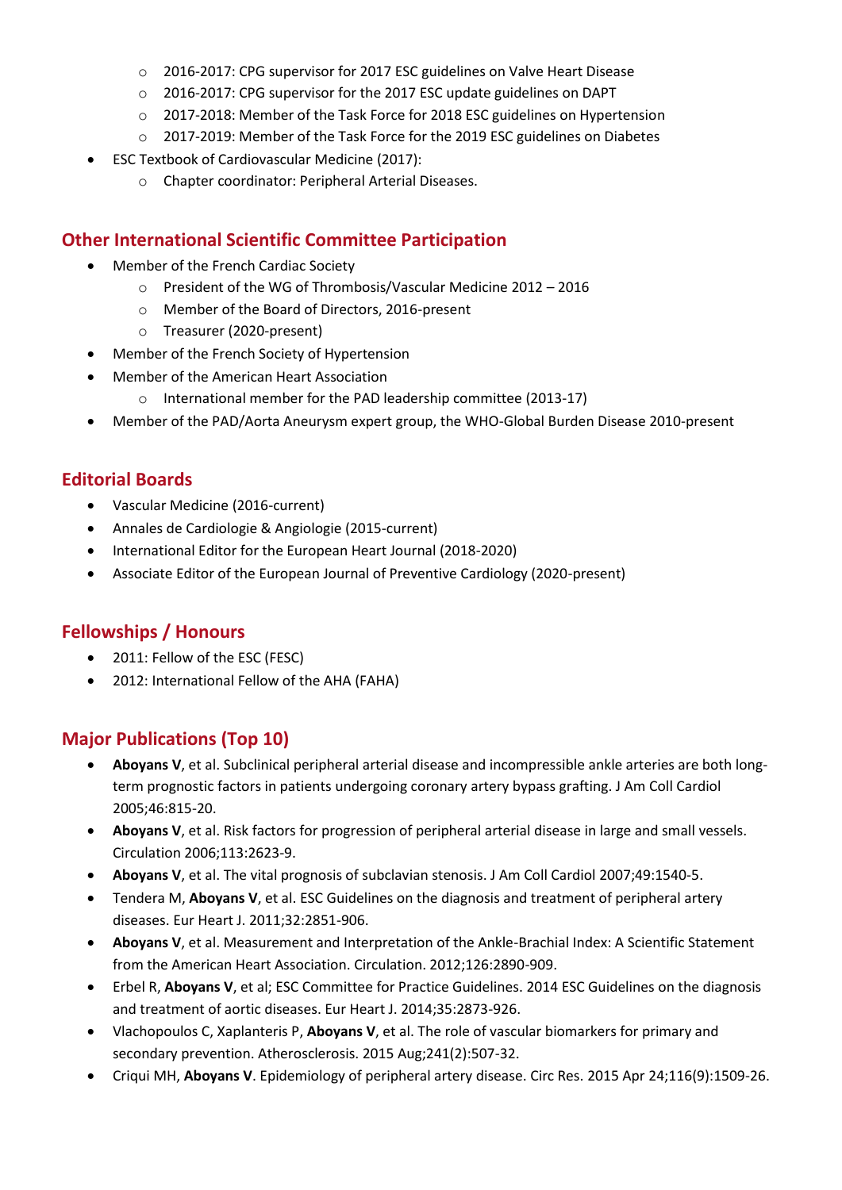- 2016-2017: CPG supervisor for 2017 ESC guidelines on Valve Heart Disease
    - 2016-2017: CPG supervisor for the 2017 ESC update guidelines on DAPT
    - 2017-2018: Member of the Task Force for 2018 ESC guidelines on Hypertension
    - 2017-2019: Member of the Task Force for the 2019 ESC guidelines on Diabetes
- ESC Textbook of Cardiovascular Medicine (2017):
    - Chapter coordinator: Peripheral Arterial Diseases.

## Other International Scientific Committee Participation

- Member of the French Cardiac Society
    - President of the WG of Thrombosis/Vascular Medicine 2012 – 2016
    - Member of the Board of Directors, 2016-present
    - Treasurer (2020-present)
- Member of the French Society of Hypertension
- Member of the American Heart Association
    - International member for the PAD leadership committee (2013-17)
- Member of the PAD/Aorta Aneurysm expert group, the WHO-Global Burden Disease 2010-present

## Editorial Boards

- Vascular Medicine (2016-current)
- Annales de Cardiologie & Angiologie (2015-current)
- International Editor for the European Heart Journal (2018-2020)
- Associate Editor of the European Journal of Preventive Cardiology (2020-present)

## Fellowships / Honours

- 2011: Fellow of the ESC (FESC)
- 2012: International Fellow of the AHA (FAHA)

## Major Publications (Top 10)

- **Aboyans V**, et al. Subclinical peripheral arterial disease and incompressible ankle arteries are both long-term prognostic factors in patients undergoing coronary artery bypass grafting. J Am Coll Cardiol 2005;46:815-20.
- **Aboyans V**, et al. Risk factors for progression of peripheral arterial disease in large and small vessels. Circulation 2006;113:2623-9.
- **Aboyans V**, et al. The vital prognosis of subclavian stenosis. J Am Coll Cardiol 2007;49:1540-5.
- Tendera M, **Aboyans V**, et al. ESC Guidelines on the diagnosis and treatment of peripheral artery diseases. Eur Heart J. 2011;32:2851-906.
- **Aboyans V**, et al. Measurement and Interpretation of the Ankle-Brachial Index: A Scientific Statement from the American Heart Association. Circulation. 2012;126:2890-909.
- Erbel R, **Aboyans V**, et al; ESC Committee for Practice Guidelines. 2014 ESC Guidelines on the diagnosis and treatment of aortic diseases. Eur Heart J. 2014;35:2873-926.
- Vlachopoulos C, Xaplanteris P, **Aboyans V**, et al. The role of vascular biomarkers for primary and secondary prevention. Atherosclerosis. 2015 Aug;241(2):507-32.
- Criqui MH, **Aboyans V**. Epidemiology of peripheral artery disease. Circ Res. 2015 Apr 24;116(9):1509-26.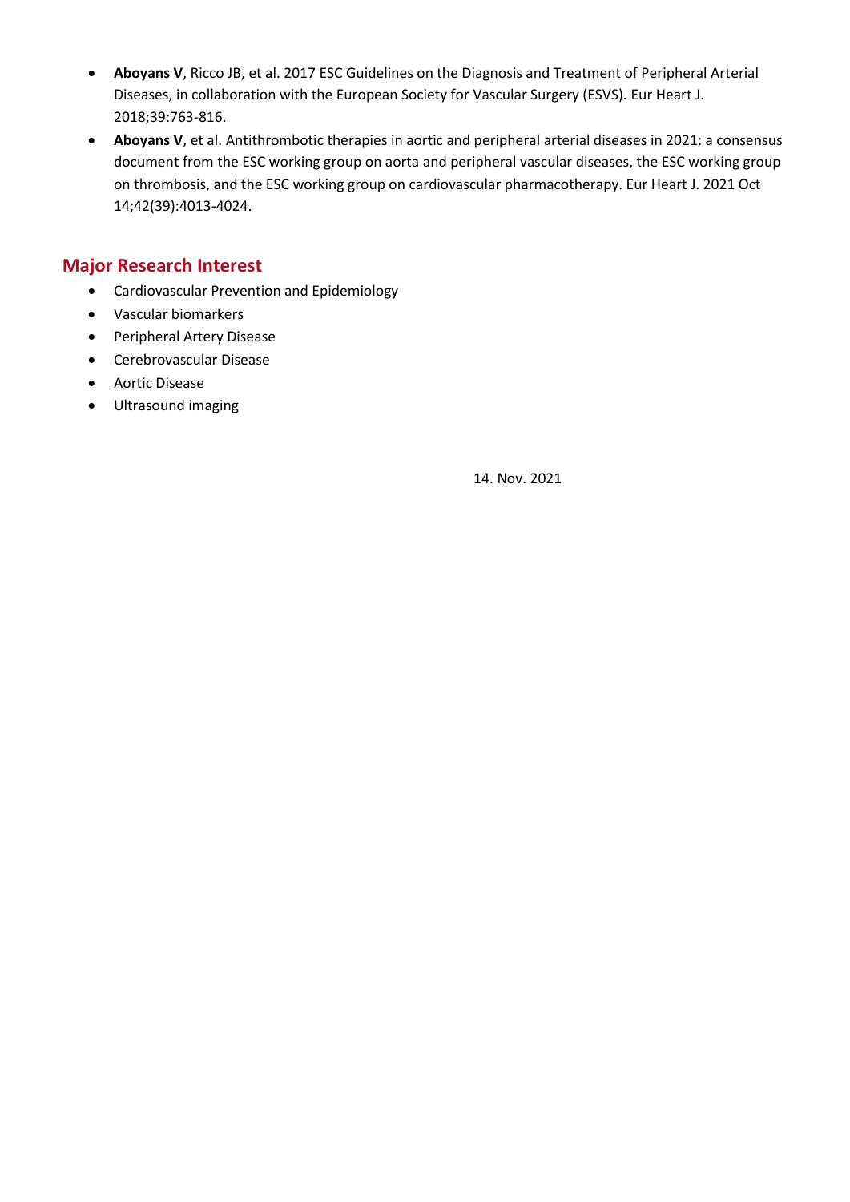- **Aboyans V**, Ricco JB, et al. 2017 ESC Guidelines on the Diagnosis and Treatment of Peripheral Arterial Diseases, in collaboration with the European Society for Vascular Surgery (ESVS). Eur Heart J. 2018;39:763-816.
- **Aboyans V**, et al. Antithrombotic therapies in aortic and peripheral arterial diseases in 2021: a consensus document from the ESC working group on aorta and peripheral vascular diseases, the ESC working group on thrombosis, and the ESC working group on cardiovascular pharmacotherapy. Eur Heart J. 2021 Oct 14;42(39):4013-4024.

## Major Research Interest

- Cardiovascular Prevention and Epidemiology
- Vascular biomarkers
- Peripheral Artery Disease
- Cerebrovascular Disease
- Aortic Disease
- Ultrasound imaging

14. Nov. 2021